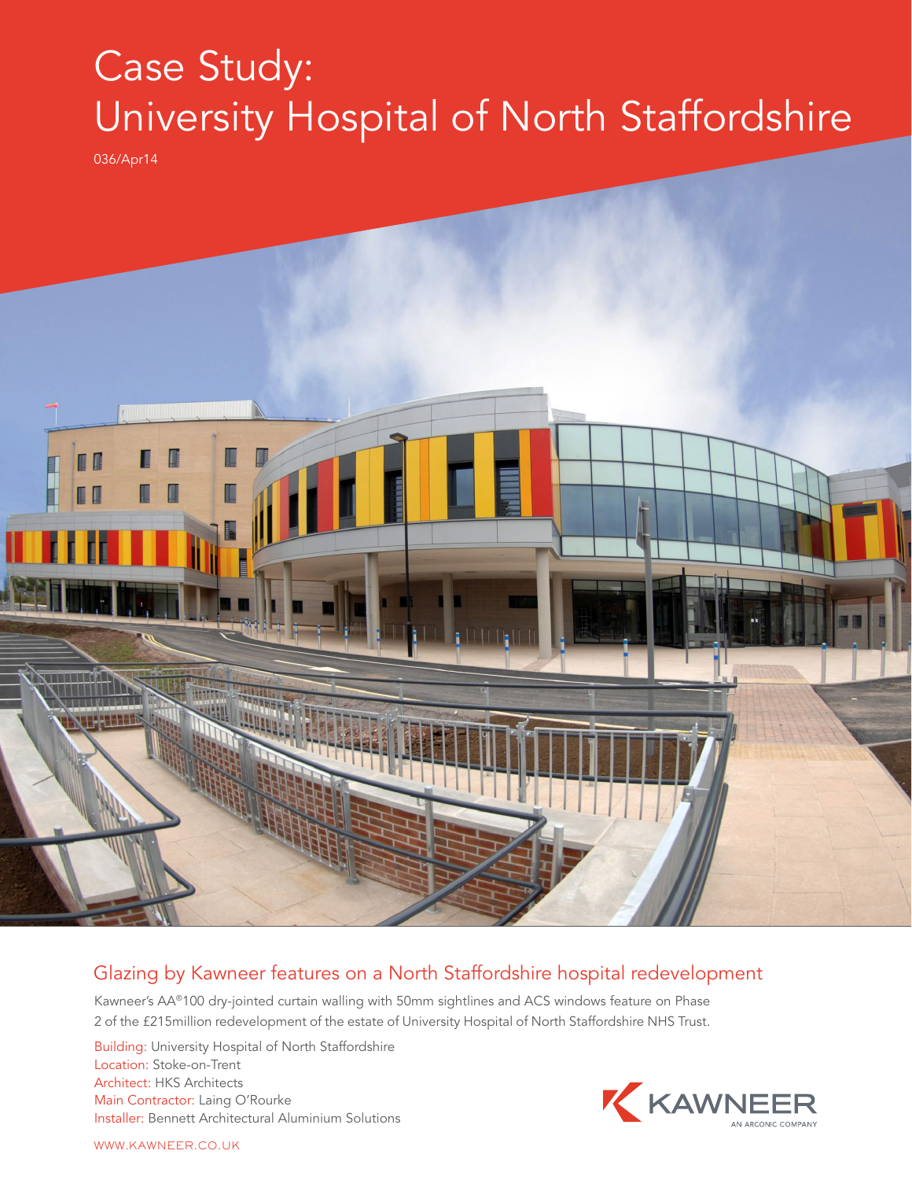# Case Study: University Hospital of North Staffordshire

036/Apr14

## Glazing by Kawneer features on a North Staffordshire hospital redevelopment

Kawneer's AA®100 dry-jointed curtain walling with 50mm sightlines and ACS windows feature on Phase 2 of the £215million redevelopment of the estate of University Hospital of North Staffordshire NHS Trust.

Building: University Hospital of North Staffordshire
Location: Stoke-on-Trent
Architect: HKS Architects
Main Contractor: Laing O'Rourke
Installer: Bennett Architectural Aluminium Solutions

KAWNEER
AN ARCONIC COMPANY

WWW.KAWNEER.CO.UK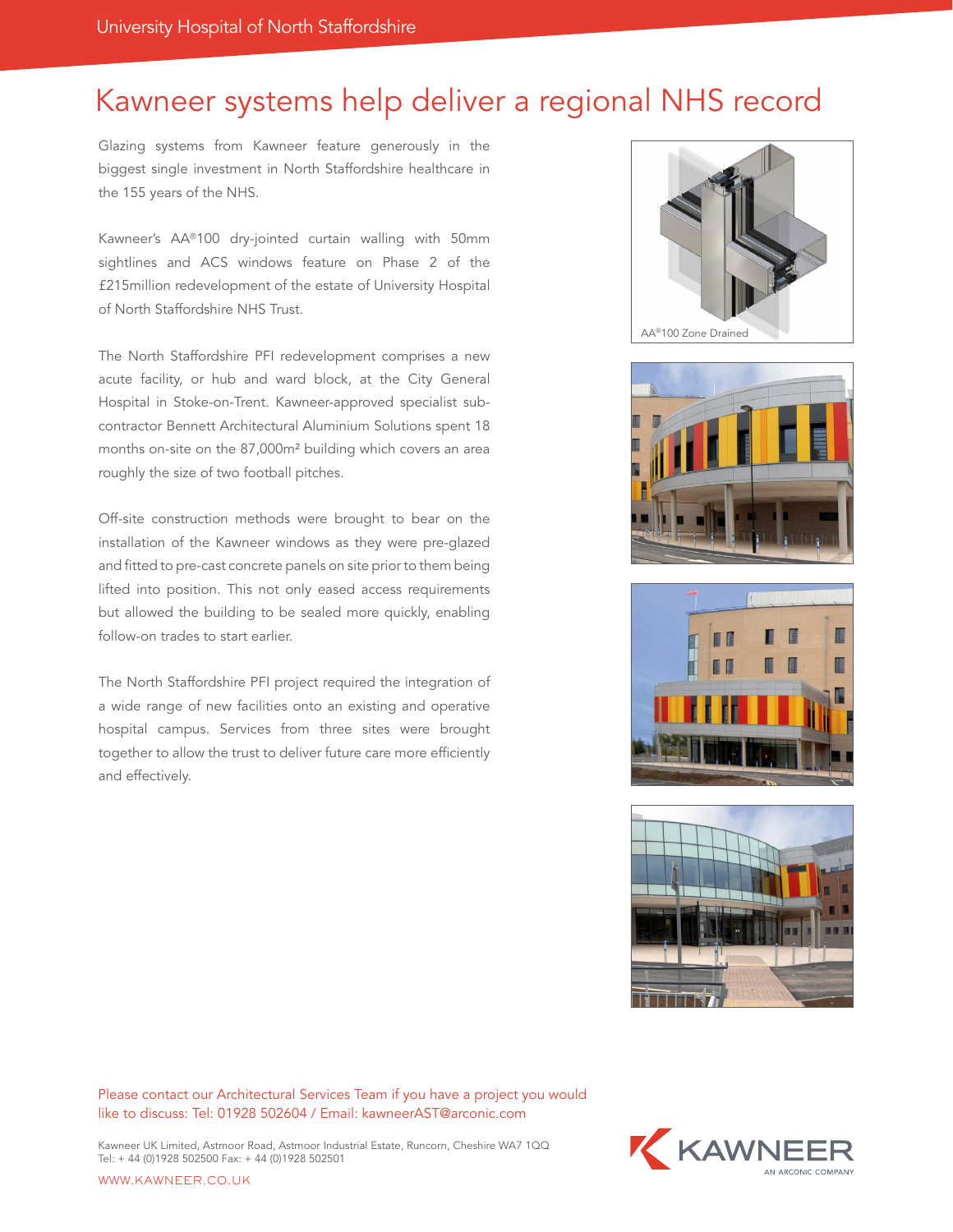# Kawneer systems help deliver a regional NHS record

Glazing systems from Kawneer feature generously in the biggest single investment in North Staffordshire healthcare in the 155 years of the NHS.

Kawneer's AA®100 dry-jointed curtain walling with 50mm sightlines and ACS windows feature on Phase 2 of the £215million redevelopment of the estate of University Hospital of North Staffordshire NHS Trust.

The North Staffordshire PFI redevelopment comprises a new acute facility, or hub and ward block, at the City General Hospital in Stoke-on-Trent. Kawneer-approved specialist sub-contractor Bennett Architectural Aluminium Solutions spent 18 months on-site on the 87,000m² building which covers an area roughly the size of two football pitches.

Off-site construction methods were brought to bear on the installation of the Kawneer windows as they were pre-glazed and fitted to pre-cast concrete panels on site prior to them being lifted into position. This not only eased access requirements but allowed the building to be sealed more quickly, enabling follow-on trades to start earlier.

The North Staffordshire PFI project required the integration of a wide range of new facilities onto an existing and operative hospital campus. Services from three sites were brought together to allow the trust to deliver future care more efficiently and effectively.

AA®100 Zone Drained

Please contact our Architectural Services Team if you have a project you would like to discuss: Tel: 01928 502604 / Email: kawneerAST@arconic.com

Kawneer UK Limited, Astmoor Road, Astmoor Industrial Estate, Runcorn, Cheshire WA7 1QQ
Tel: + 44 (0)1928 502500 Fax: + 44 (0)1928 502501

WWW.KAWNEER.CO.UK

KAWNEER
AN ARCONIC COMPANY